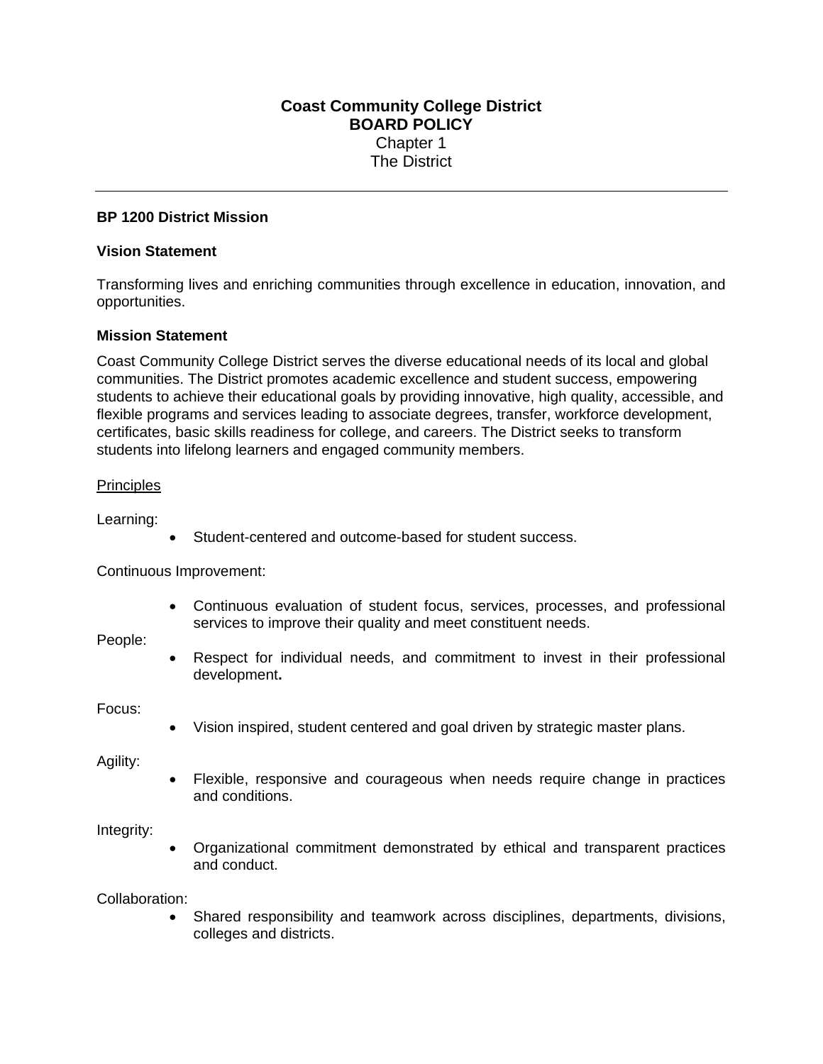**Coast Community College District**
**BOARD POLICY**
Chapter 1
The District

---

**BP 1200 District Mission**

**Vision Statement**

Transforming lives and enriching communities through excellence in education, innovation, and opportunities.

**Mission Statement**

Coast Community College District serves the diverse educational needs of its local and global communities. The District promotes academic excellence and student success, empowering students to achieve their educational goals by providing innovative, high quality, accessible, and flexible programs and services leading to associate degrees, transfer, workforce development, certificates, basic skills readiness for college, and careers. The District seeks to transform students into lifelong learners and engaged community members.

Principles

Learning:

- Student-centered and outcome-based for student success.

Continuous Improvement:

- Continuous evaluation of student focus, services, processes, and professional services to improve their quality and meet constituent needs.

People:

- Respect for individual needs, and commitment to invest in their professional development**.**

Focus:

- Vision inspired, student centered and goal driven by strategic master plans.

Agility:

- Flexible, responsive and courageous when needs require change in practices and conditions.

Integrity:

- Organizational commitment demonstrated by ethical and transparent practices and conduct.

Collaboration:

- Shared responsibility and teamwork across disciplines, departments, divisions, colleges and districts.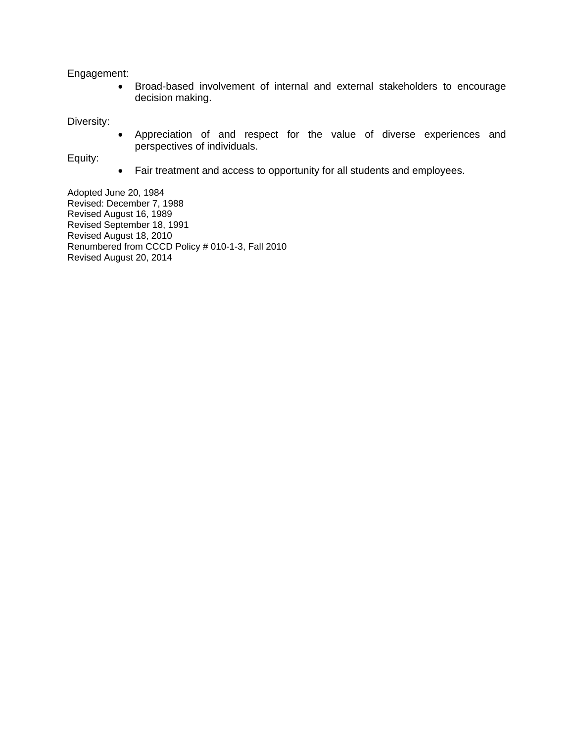Engagement:

- Broad-based involvement of internal and external stakeholders to encourage decision making.

Diversity:

- Appreciation of and respect for the value of diverse experiences and perspectives of individuals.

Equity:

- Fair treatment and access to opportunity for all students and employees.

Adopted June 20, 1984
Revised: December 7, 1988
Revised August 16, 1989
Revised September 18, 1991
Revised August 18, 2010
Renumbered from CCCD Policy # 010-1-3, Fall 2010
Revised August 20, 2014